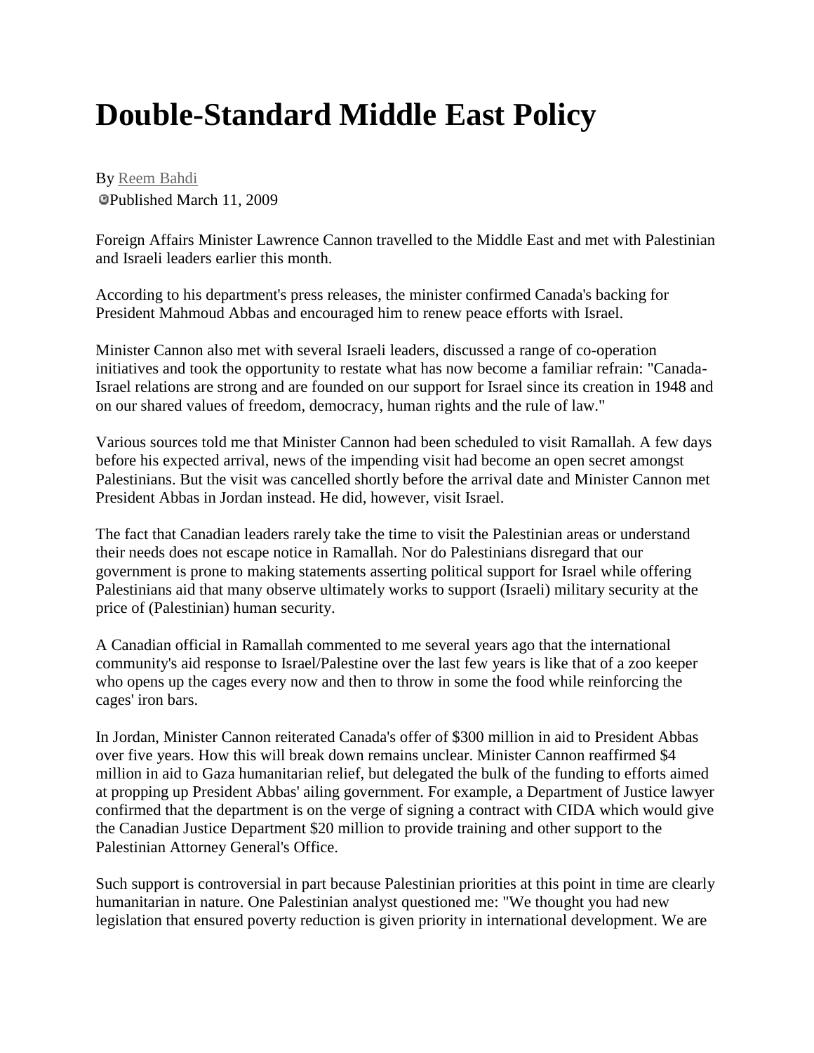# Double-Standard Middle East Policy

By Reem Bahdi

Published March 11, 2009

Foreign Affairs Minister Lawrence Cannon travelled to the Middle East and met with Palestinian and Israeli leaders earlier this month.

According to his department's press releases, the minister confirmed Canada's backing for President Mahmoud Abbas and encouraged him to renew peace efforts with Israel.

Minister Cannon also met with several Israeli leaders, discussed a range of co-operation initiatives and took the opportunity to restate what has now become a familiar refrain: "Canada-Israel relations are strong and are founded on our support for Israel since its creation in 1948 and on our shared values of freedom, democracy, human rights and the rule of law."

Various sources told me that Minister Cannon had been scheduled to visit Ramallah. A few days before his expected arrival, news of the impending visit had become an open secret amongst Palestinians. But the visit was cancelled shortly before the arrival date and Minister Cannon met President Abbas in Jordan instead. He did, however, visit Israel.

The fact that Canadian leaders rarely take the time to visit the Palestinian areas or understand their needs does not escape notice in Ramallah. Nor do Palestinians disregard that our government is prone to making statements asserting political support for Israel while offering Palestinians aid that many observe ultimately works to support (Israeli) military security at the price of (Palestinian) human security.

A Canadian official in Ramallah commented to me several years ago that the international community's aid response to Israel/Palestine over the last few years is like that of a zoo keeper who opens up the cages every now and then to throw in some the food while reinforcing the cages' iron bars.

In Jordan, Minister Cannon reiterated Canada's offer of $300 million in aid to President Abbas over five years. How this will break down remains unclear. Minister Cannon reaffirmed $4 million in aid to Gaza humanitarian relief, but delegated the bulk of the funding to efforts aimed at propping up President Abbas' ailing government. For example, a Department of Justice lawyer confirmed that the department is on the verge of signing a contract with CIDA which would give the Canadian Justice Department $20 million to provide training and other support to the Palestinian Attorney General's Office.

Such support is controversial in part because Palestinian priorities at this point in time are clearly humanitarian in nature. One Palestinian analyst questioned me: "We thought you had new legislation that ensured poverty reduction is given priority in international development. We are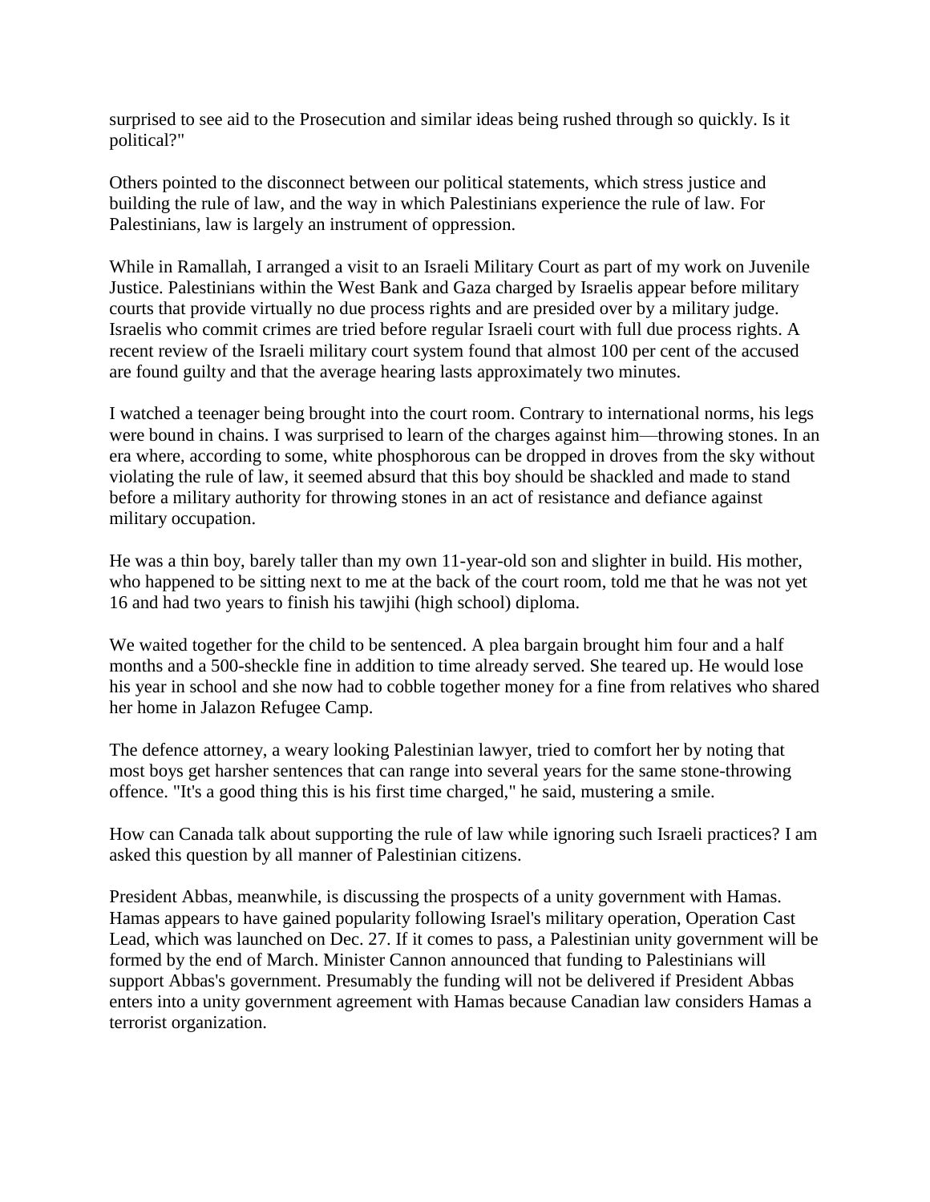surprised to see aid to the Prosecution and similar ideas being rushed through so quickly. Is it political?"

Others pointed to the disconnect between our political statements, which stress justice and building the rule of law, and the way in which Palestinians experience the rule of law. For Palestinians, law is largely an instrument of oppression.

While in Ramallah, I arranged a visit to an Israeli Military Court as part of my work on Juvenile Justice. Palestinians within the West Bank and Gaza charged by Israelis appear before military courts that provide virtually no due process rights and are presided over by a military judge. Israelis who commit crimes are tried before regular Israeli court with full due process rights. A recent review of the Israeli military court system found that almost 100 per cent of the accused are found guilty and that the average hearing lasts approximately two minutes.

I watched a teenager being brought into the court room. Contrary to international norms, his legs were bound in chains. I was surprised to learn of the charges against him—throwing stones. In an era where, according to some, white phosphorous can be dropped in droves from the sky without violating the rule of law, it seemed absurd that this boy should be shackled and made to stand before a military authority for throwing stones in an act of resistance and defiance against military occupation.

He was a thin boy, barely taller than my own 11-year-old son and slighter in build. His mother, who happened to be sitting next to me at the back of the court room, told me that he was not yet 16 and had two years to finish his tawjihi (high school) diploma.

We waited together for the child to be sentenced. A plea bargain brought him four and a half months and a 500-sheckle fine in addition to time already served. She teared up. He would lose his year in school and she now had to cobble together money for a fine from relatives who shared her home in Jalazon Refugee Camp.

The defence attorney, a weary looking Palestinian lawyer, tried to comfort her by noting that most boys get harsher sentences that can range into several years for the same stone-throwing offence. "It's a good thing this is his first time charged," he said, mustering a smile.

How can Canada talk about supporting the rule of law while ignoring such Israeli practices? I am asked this question by all manner of Palestinian citizens.

President Abbas, meanwhile, is discussing the prospects of a unity government with Hamas. Hamas appears to have gained popularity following Israel's military operation, Operation Cast Lead, which was launched on Dec. 27. If it comes to pass, a Palestinian unity government will be formed by the end of March. Minister Cannon announced that funding to Palestinians will support Abbas's government. Presumably the funding will not be delivered if President Abbas enters into a unity government agreement with Hamas because Canadian law considers Hamas a terrorist organization.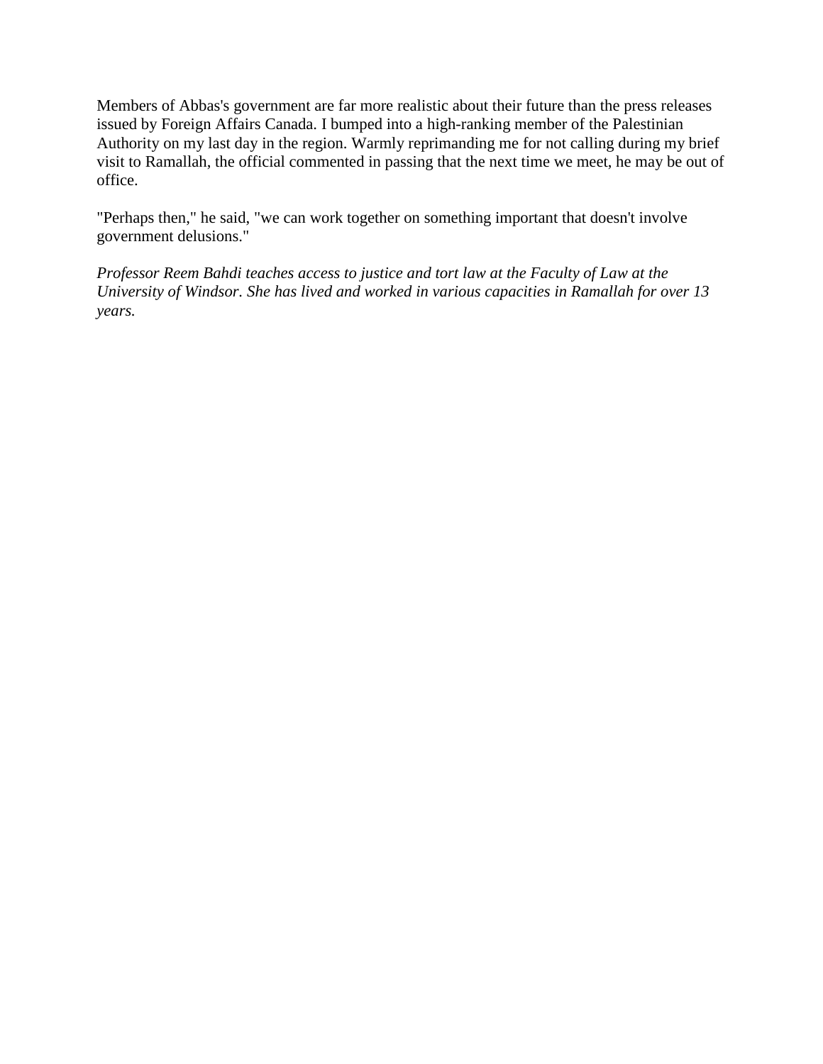Members of Abbas's government are far more realistic about their future than the press releases issued by Foreign Affairs Canada. I bumped into a high-ranking member of the Palestinian Authority on my last day in the region. Warmly reprimanding me for not calling during my brief visit to Ramallah, the official commented in passing that the next time we meet, he may be out of office.

"Perhaps then," he said, "we can work together on something important that doesn't involve government delusions."

*Professor Reem Bahdi teaches access to justice and tort law at the Faculty of Law at the University of Windsor. She has lived and worked in various capacities in Ramallah for over 13 years.*